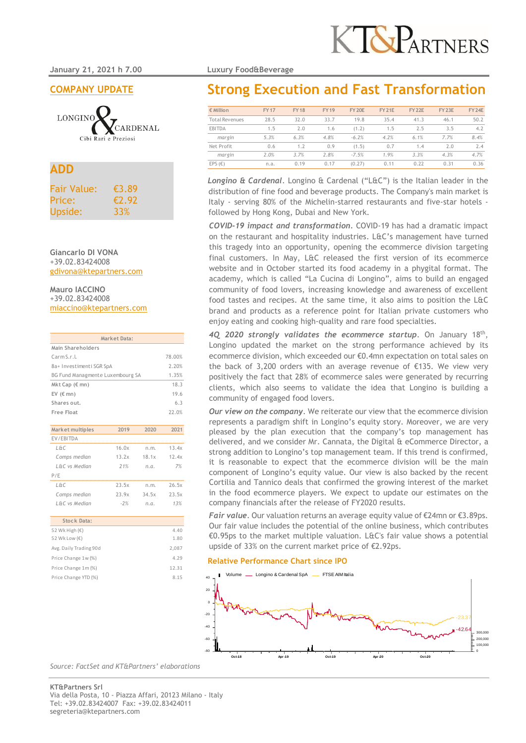January 21, 2021 h 7.00

Luxury Food&Beverage

## COMPANY UPDATE

LONGINO & CARDENAL
Cibi Rari e Preziosi

# Strong Execution and Fast Transformation

| € Million | FY 17 | FY 18 | FY 19 | FY 20E | FY 21E | FY 22E | FY 23E | FY 24E |
|---|---|---|---|---|---|---|---|---|
| Total Revenues | 28.5 | 32.0 | 33.7 | 19.8 | 35.4 | 41.3 | 46.1 | 50.2 |
| EBITDA | 1.5 | 2.0 | 1.6 | (1.2) | 1.5 | 2.5 | 3.5 | 4.2 |
| *margin* | *5.3%* | *6.3%* | *4.8%* | *-6.2%* | *4.2%* | *6.1%* | *7.7%* | *8.4%* |
| Net Profit | 0.6 | 1.2 | 0.9 | (1.5) | 0.7 | 1.4 | 2.0 | 2.4 |
| *margin* | *2.0%* | *3.7%* | *2.8%* | *-7.5%* | *1.9%* | *3.3%* | *4.3%* | *4.7%* |
| EPS (€) | n.a. | 0.19 | 0.17 | (0.27) | 0.11 | 0.22 | 0.31 | 0.36 |

## ADD

Fair Value: €3.89
Price: €2.92
Upside: 33%

**Giancarlo DI VONA**
+39.02.83424008
gdivona@ktepartners.com

**Mauro IACCINO**
+39.02.83424008
miaccino@ktepartners.com

| Market Data: | |
|---|---|
| Main Shareholders | |
| Carm S.r.l. | 78.00% |
| 8a+ Investimenti SGR SpA | 2.20% |
| BG Fund Managmente Luxembourg SA | 1.35% |
| Mkt Cap (€ mn) | 18.3 |
| EV (€ mn) | 19.6 |
| Shares out. | 6.3 |
| Free Float | 22.0% |

| Market multiples | 2019 | 2020 | 2021 |
|---|---|---|---|
| EV/EBITDA | | | |
| *L&C* | 16.0x | n.m. | 13.4x |
| *Comps median* | 13.2x | 18.1x | 12.4x |
| *L&C vs Median* | *21%* | *n.a.* | *7%* |
| P/E | | | |
| *L&C* | 23.5x | n.m. | 26.5x |
| *Comps median* | 23.9x | 34.5x | 23.5x |
| *L&C vs Median* | *-2%* | *n.a.* | *13%* |

| Stock Data: | |
|---|---|
| 52 Wk High (€) | 4.40 |
| 52 Wk Low (€) | 1.80 |
| Avg. Daily Trading 90d | 2,087 |
| Price Change 1w (%) | 4.29 |
| Price Change 1m (%) | 12.31 |
| Price Change YTD (%) | 8.15 |

***Longino & Cardenal***. Longino & Cardenal ("L&C") is the Italian leader in the distribution of fine food and beverage products. The Company's main market is Italy - serving 80% of the Michelin-starred restaurants and five-star hotels - followed by Hong Kong, Dubai and New York.

***COVID-19 impact and transformation***. COVID-19 has had a dramatic impact on the restaurant and hospitality industries. L&C's management have turned this tragedy into an opportunity, opening the ecommerce division targeting final customers. In May, L&C released the first version of its ecommerce website and in October started its food academy in a phygital format. The academy, which is called "La Cucina di Longino", aims to build an engaged community of food lovers, increasing knowledge and awareness of excellent food tastes and recipes. At the same time, it also aims to position the L&C brand and products as a reference point for Italian private customers who enjoy eating and cooking high-quality and rare food specialties.

***4Q 2020 strongly validates the ecommerce startup***. On January 18th, Longino updated the market on the strong performance achieved by its ecommerce division, which exceeded our €0.4mn expectation on total sales on the back of 3,200 orders with an average revenue of €135. We view very positively the fact that 28% of ecommerce sales were generated by recurring clients, which also seems to validate the idea that Longino is building a community of engaged food lovers.

***Our view on the company***. We reiterate our view that the ecommerce division represents a paradigm shift in Longino's equity story. Moreover, we are very pleased by the plan execution that the company's top management has delivered, and we consider Mr. Cannata, the Digital & eCommerce Director, a strong addition to Longino's top management team. If this trend is confirmed, it is reasonable to expect that the ecommerce division will be the main component of Longino's equity value. Our view is also backed by the recent Cortilia and Tannico deals that confirmed the growing interest of the market in the food ecommerce players. We expect to update our estimates on the company financials after the release of FY2020 results.

***Fair value***. Our valuation returns an average equity value of €24mn or €3.89ps. Our fair value includes the potential of the online business, which contributes €0.95ps to the market multiple valuation. L&C's fair value shows a potential upside of 33% on the current market price of €2.92ps.

### Relative Performance Chart since IPO

Volume — Longino & Cardenal SpA — FTSE AIM Italia

Source: FactSet and KT&Partners' elaborations

**KT&Partners Srl**
Via della Posta, 10 - Piazza Affari, 20123 Milano - Italy
Tel: +39.02.83424007 Fax: +39.02.83424011
segreteria@ktepartners.com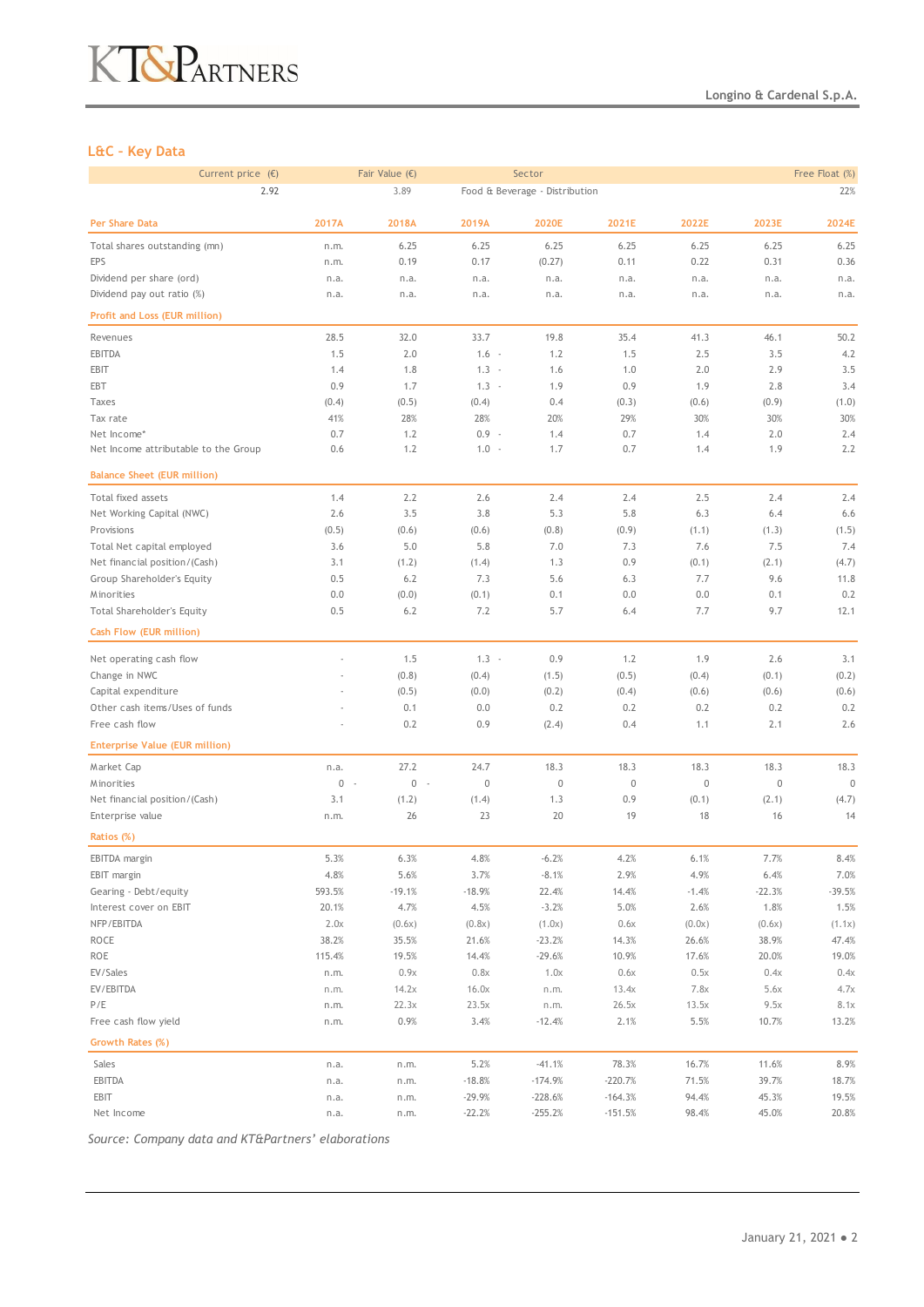## L&C - Key Data

| Current price (€) | Fair Value (€) | Sector | Free Float (%) |
|---|---|---|---|
| 2.92 | 3.89 | Food & Beverage - Distribution | 22% |

| Per Share Data | 2017A | 2018A | 2019A | 2020E | 2021E | 2022E | 2023E | 2024E |
|---|---|---|---|---|---|---|---|---|
| Total shares outstanding (mn) | n.m. | 6.25 | 6.25 | 6.25 | 6.25 | 6.25 | 6.25 | 6.25 |
| EPS | n.m. | 0.19 | 0.17 | (0.27) | 0.11 | 0.22 | 0.31 | 0.36 |
| Dividend per share (ord) | n.a. | n.a. | n.a. | n.a. | n.a. | n.a. | n.a. | n.a. |
| Dividend pay out ratio (%) | n.a. | n.a. | n.a. | n.a. | n.a. | n.a. | n.a. | n.a. |
| **Profit and Loss (EUR million)** | | | | | | | | |
| Revenues | 28.5 | 32.0 | 33.7 | 19.8 | 35.4 | 41.3 | 46.1 | 50.2 |
| EBITDA | 1.5 | 2.0 | 1.6 - | 1.2 | 1.5 | 2.5 | 3.5 | 4.2 |
| EBIT | 1.4 | 1.8 | 1.3 - | 1.6 | 1.0 | 2.0 | 2.9 | 3.5 |
| EBT | 0.9 | 1.7 | 1.3 - | 1.9 | 0.9 | 1.9 | 2.8 | 3.4 |
| Taxes | (0.4) | (0.5) | (0.4) | 0.4 | (0.3) | (0.6) | (0.9) | (1.0) |
| Tax rate | 41% | 28% | 28% | 20% | 29% | 30% | 30% | 30% |
| Net Income* | 0.7 | 1.2 | 0.9 - | 1.4 | 0.7 | 1.4 | 2.0 | 2.4 |
| Net Income attributable to the Group | 0.6 | 1.2 | 1.0 - | 1.7 | 0.7 | 1.4 | 1.9 | 2.2 |
| **Balance Sheet (EUR million)** | | | | | | | | |
| Total fixed assets | 1.4 | 2.2 | 2.6 | 2.4 | 2.4 | 2.5 | 2.4 | 2.4 |
| Net Working Capital (NWC) | 2.6 | 3.5 | 3.8 | 5.3 | 5.8 | 6.3 | 6.4 | 6.6 |
| Provisions | (0.5) | (0.6) | (0.6) | (0.8) | (0.9) | (1.1) | (1.3) | (1.5) |
| Total Net capital employed | 3.6 | 5.0 | 5.8 | 7.0 | 7.3 | 7.6 | 7.5 | 7.4 |
| Net financial position/(Cash) | 3.1 | (1.2) | (1.4) | 1.3 | 0.9 | (0.1) | (2.1) | (4.7) |
| Group Shareholder's Equity | 0.5 | 6.2 | 7.3 | 5.6 | 6.3 | 7.7 | 9.6 | 11.8 |
| Minorities | 0.0 | (0.0) | (0.1) | 0.1 | 0.0 | 0.0 | 0.1 | 0.2 |
| Total Shareholder's Equity | 0.5 | 6.2 | 7.2 | 5.7 | 6.4 | 7.7 | 9.7 | 12.1 |
| **Cash Flow (EUR million)** | | | | | | | | |
| Net operating cash flow | - | 1.5 | 1.3 - | 0.9 | 1.2 | 1.9 | 2.6 | 3.1 |
| Change in NWC | - | (0.8) | (0.4) | (1.5) | (0.5) | (0.4) | (0.1) | (0.2) |
| Capital expenditure | - | (0.5) | (0.0) | (0.2) | (0.4) | (0.6) | (0.6) | (0.6) |
| Other cash items/Uses of funds | - | 0.1 | 0.0 | 0.2 | 0.2 | 0.2 | 0.2 | 0.2 |
| Free cash flow | - | 0.2 | 0.9 | (2.4) | 0.4 | 1.1 | 2.1 | 2.6 |
| **Enterprise Value (EUR million)** | | | | | | | | |
| Market Cap | n.a. | 27.2 | 24.7 | 18.3 | 18.3 | 18.3 | 18.3 | 18.3 |
| Minorities | 0 - | 0 - | 0 | 0 | 0 | 0 | 0 | 0 |
| Net financial position/(Cash) | 3.1 | (1.2) | (1.4) | 1.3 | 0.9 | (0.1) | (2.1) | (4.7) |
| Enterprise value | n.m. | 26 | 23 | 20 | 19 | 18 | 16 | 14 |
| **Ratios (%)** | | | | | | | | |
| EBITDA margin | 5.3% | 6.3% | 4.8% | -6.2% | 4.2% | 6.1% | 7.7% | 8.4% |
| EBIT margin | 4.8% | 5.6% | 3.7% | -8.1% | 2.9% | 4.9% | 6.4% | 7.0% |
| Gearing - Debt/equity | 593.5% | -19.1% | -18.9% | 22.4% | 14.4% | -1.4% | -22.3% | -39.5% |
| Interest cover on EBIT | 20.1% | 4.7% | 4.5% | -3.2% | 5.0% | 2.6% | 1.8% | 1.5% |
| NFP/EBITDA | 2.0x | (0.6x) | (0.8x) | (1.0x) | 0.6x | (0.0x) | (0.6x) | (1.1x) |
| ROCE | 38.2% | 35.5% | 21.6% | -23.2% | 14.3% | 26.6% | 38.9% | 47.4% |
| ROE | 115.4% | 19.5% | 14.4% | -29.6% | 10.9% | 17.6% | 20.0% | 19.0% |
| EV/Sales | n.m. | 0.9x | 0.8x | 1.0x | 0.6x | 0.5x | 0.4x | 0.4x |
| EV/EBITDA | n.m. | 14.2x | 16.0x | n.m. | 13.4x | 7.8x | 5.6x | 4.7x |
| P/E | n.m. | 22.3x | 23.5x | n.m. | 26.5x | 13.5x | 9.5x | 8.1x |
| Free cash flow yield | n.m. | 0.9% | 3.4% | -12.4% | 2.1% | 5.5% | 10.7% | 13.2% |
| **Growth Rates (%)** | | | | | | | | |
| Sales | n.a. | n.m. | 5.2% | -41.1% | 78.3% | 16.7% | 11.6% | 8.9% |
| EBITDA | n.a. | n.m. | -18.8% | -174.9% | -220.7% | 71.5% | 39.7% | 18.7% |
| EBIT | n.a. | n.m. | -29.9% | -228.6% | -164.3% | 94.4% | 45.3% | 19.5% |
| Net Income | n.a. | n.m. | -22.2% | -255.2% | -151.5% | 98.4% | 45.0% | 20.8% |

*Source: Company data and KT&Partners' elaborations*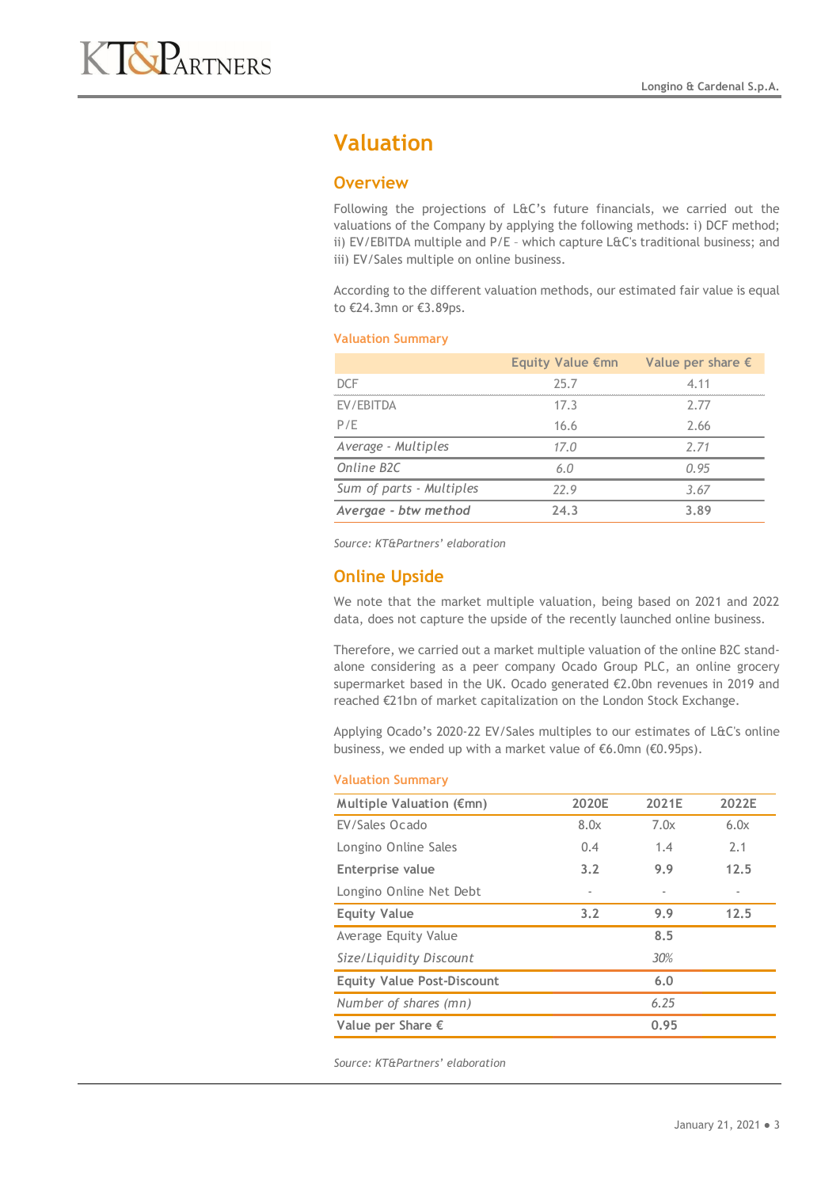# Valuation

## Overview

Following the projections of L&C's future financials, we carried out the valuations of the Company by applying the following methods: i) DCF method; ii) EV/EBITDA multiple and P/E – which capture L&C's traditional business; and iii) EV/Sales multiple on online business.

According to the different valuation methods, our estimated fair value is equal to €24.3mn or €3.89ps.

### Valuation Summary

| | Equity Value €mn | Value per share € |
|---|---|---|
| DCF | 25.7 | 4.11 |
| EV/EBITDA | 17.3 | 2.77 |
| P/E | 16.6 | 2.66 |
| *Average - Multiples* | *17.0* | *2.71* |
| *Online B2C* | *6.0* | *0.95* |
| *Sum of parts - Multiples* | *22.9* | *3.67* |
| ***Avergae - btw method*** | **24.3** | **3.89** |

*Source: KT&Partners' elaboration*

## Online Upside

We note that the market multiple valuation, being based on 2021 and 2022 data, does not capture the upside of the recently launched online business.

Therefore, we carried out a market multiple valuation of the online B2C stand-alone considering as a peer company Ocado Group PLC, an online grocery supermarket based in the UK. Ocado generated €2.0bn revenues in 2019 and reached €21bn of market capitalization on the London Stock Exchange.

Applying Ocado's 2020-22 EV/Sales multiples to our estimates of L&C's online business, we ended up with a market value of €6.0mn (€0.95ps).

### Valuation Summary

| Multiple Valuation (€mn) | 2020E | 2021E | 2022E |
|---|---|---|---|
| EV/Sales Ocado | 8.0x | 7.0x | 6.0x |
| Longino Online Sales | 0.4 | 1.4 | 2.1 |
| **Enterprise value** | **3.2** | **9.9** | **12.5** |
| Longino Online Net Debt | - | - | - |
| **Equity Value** | **3.2** | **9.9** | **12.5** |
| Average Equity Value | | **8.5** | |
| *Size/Liquidity Discount* | | *30%* | |
| **Equity Value Post-Discount** | | **6.0** | |
| *Number of shares (mn)* | | *6.25* | |
| **Value per Share €** | | **0.95** | |

*Source: KT&Partners' elaboration*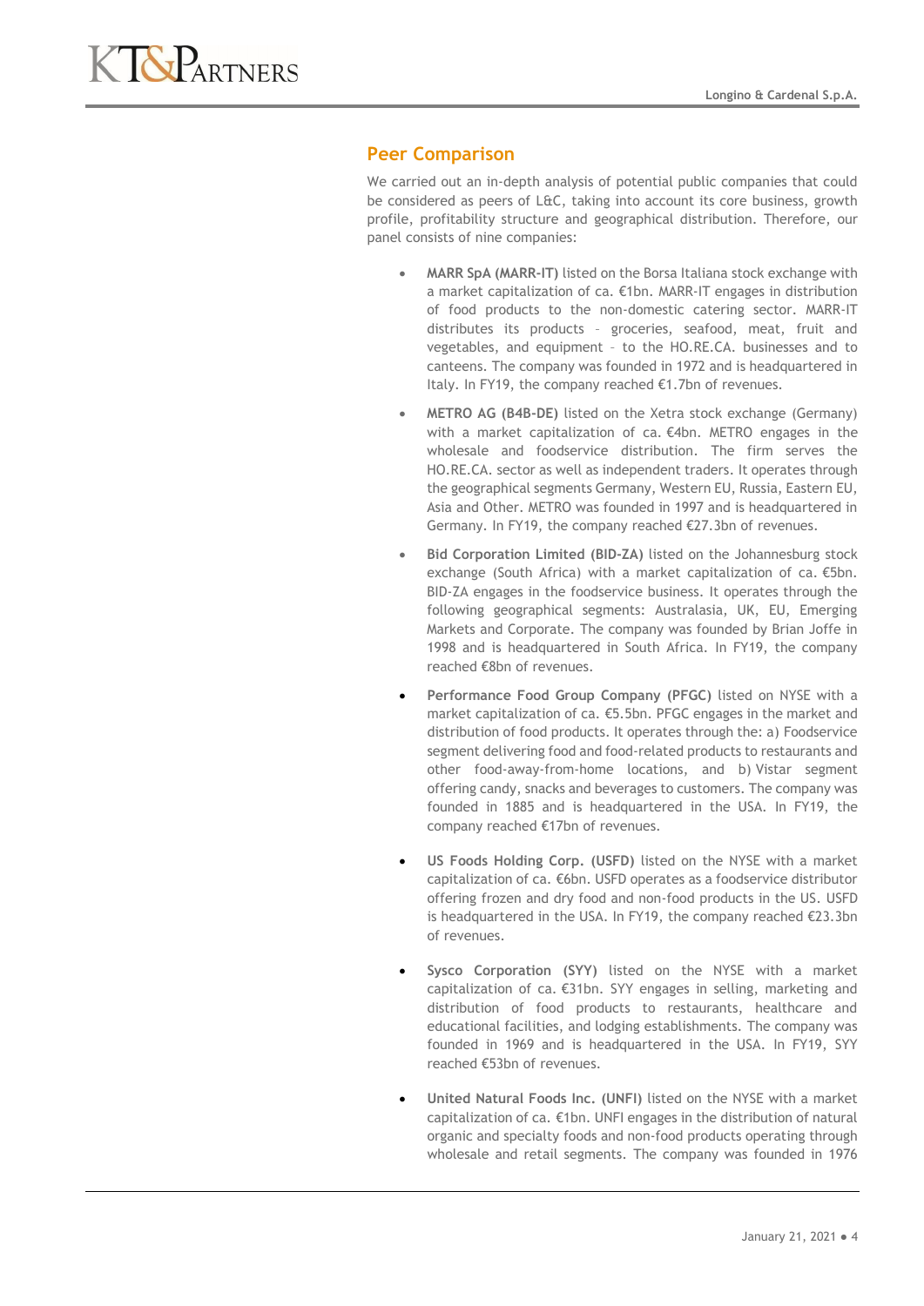## Peer Comparison

We carried out an in-depth analysis of potential public companies that could be considered as peers of L&C, taking into account its core business, growth profile, profitability structure and geographical distribution. Therefore, our panel consists of nine companies:

- **MARR SpA (MARR-IT)** listed on the Borsa Italiana stock exchange with a market capitalization of ca. €1bn. MARR-IT engages in distribution of food products to the non-domestic catering sector. MARR-IT distributes its products – groceries, seafood, meat, fruit and vegetables, and equipment – to the HO.RE.CA. businesses and to canteens. The company was founded in 1972 and is headquartered in Italy. In FY19, the company reached €1.7bn of revenues.
- **METRO AG (B4B-DE)** listed on the Xetra stock exchange (Germany) with a market capitalization of ca. €4bn. METRO engages in the wholesale and foodservice distribution. The firm serves the HO.RE.CA. sector as well as independent traders. It operates through the geographical segments Germany, Western EU, Russia, Eastern EU, Asia and Other. METRO was founded in 1997 and is headquartered in Germany. In FY19, the company reached €27.3bn of revenues.
- **Bid Corporation Limited (BID-ZA)** listed on the Johannesburg stock exchange (South Africa) with a market capitalization of ca. €5bn. BID-ZA engages in the foodservice business. It operates through the following geographical segments: Australasia, UK, EU, Emerging Markets and Corporate. The company was founded by Brian Joffe in 1998 and is headquartered in South Africa. In FY19, the company reached €8bn of revenues.
- **Performance Food Group Company (PFGC)** listed on NYSE with a market capitalization of ca. €5.5bn. PFGC engages in the market and distribution of food products. It operates through the: a) Foodservice segment delivering food and food-related products to restaurants and other food-away-from-home locations, and b) Vistar segment offering candy, snacks and beverages to customers. The company was founded in 1885 and is headquartered in the USA. In FY19, the company reached €17bn of revenues.
- **US Foods Holding Corp. (USFD)** listed on the NYSE with a market capitalization of ca. €6bn. USFD operates as a foodservice distributor offering frozen and dry food and non-food products in the US. USFD is headquartered in the USA. In FY19, the company reached €23.3bn of revenues.
- **Sysco Corporation (SYY)** listed on the NYSE with a market capitalization of ca. €31bn. SYY engages in selling, marketing and distribution of food products to restaurants, healthcare and educational facilities, and lodging establishments. The company was founded in 1969 and is headquartered in the USA. In FY19, SYY reached €53bn of revenues.
- **United Natural Foods Inc. (UNFI)** listed on the NYSE with a market capitalization of ca. €1bn. UNFI engages in the distribution of natural organic and specialty foods and non-food products operating through wholesale and retail segments. The company was founded in 1976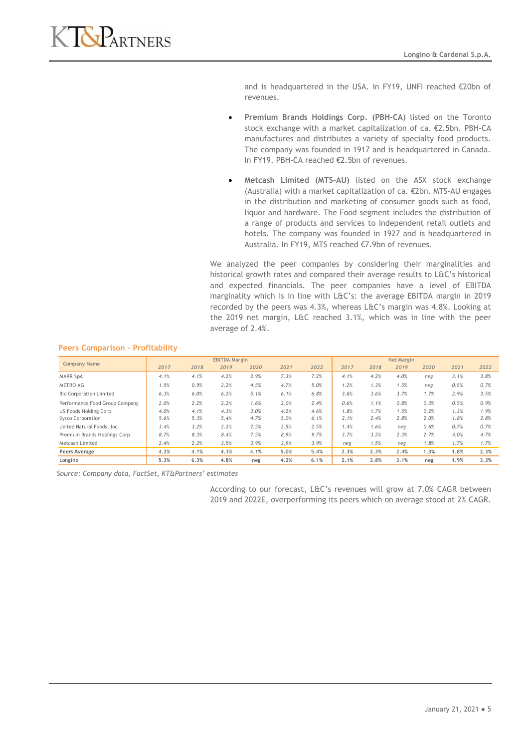and is headquartered in the USA. In FY19, UNFI reached €20bn of revenues.

- **Premium Brands Holdings Corp. (PBH-CA)** listed on the Toronto stock exchange with a market capitalization of ca. €2.5bn. PBH-CA manufactures and distributes a variety of specialty food products. The company was founded in 1917 and is headquartered in Canada. In FY19, PBH-CA reached €2.5bn of revenues.

- **Metcash Limited (MTS-AU)** listed on the ASX stock exchange (Australia) with a market capitalization of ca. €2bn. MTS-AU engages in the distribution and marketing of consumer goods such as food, liquor and hardware. The Food segment includes the distribution of a range of products and services to independent retail outlets and hotels. The company was founded in 1927 and is headquartered in Australia. In FY19, MTS reached €7.9bn of revenues.

We analyzed the peer companies by considering their marginalities and historical growth rates and compared their average results to L&C's historical and expected financials. The peer companies have a level of EBITDA marginality which is in line with L&C's: the average EBITDA margin in 2019 recorded by the peers was 4.3%, whereas L&C's margin was 4.8%. Looking at the 2019 net margin, L&C reached 3.1%, which was in line with the peer average of 2.4%.

**Peers Comparison – Profitability**

| Company Name | EBITDA Margin | | | | | | Net Margin | | | | | |
|---|---|---|---|---|---|---|---|---|---|---|---|---|
| | 2017 | 2018 | 2019 | 2020 | 2021 | 2022 | 2017 | 2018 | 2019 | 2020 | 2021 | 2022 |
| MARR SpA | 4.1% | 4.1% | 4.2% | 3.9% | 7.3% | 7.2% | 4.1% | 4.2% | 4.0% | neg | 3.1% | 3.8% |
| METRO AG | 1.5% | 0.9% | 2.2% | 4.5% | 4.7% | 5.0% | 1.2% | 1.3% | 1.5% | neg | 0.5% | 0.7% |
| Bid Corporation Limited | 6.3% | 6.0% | 6.2% | 5.1% | 6.1% | 6.8% | 3.6% | 3.6% | 3.7% | 1.7% | 2.9% | 3.5% |
| Performance Food Group Company | 2.0% | 2.2% | 2.2% | 1.6% | 2.0% | 2.4% | 0.6% | 1.1% | 0.8% | 0.3% | 0.5% | 0.9% |
| US Foods Holding Corp. | 4.0% | 4.1% | 4.3% | 3.0% | 4.2% | 4.6% | 1.8% | 1.7% | 1.5% | 0.2% | 1.3% | 1.9% |
| Sysco Corporation | 5.6% | 5.3% | 5.4% | 4.7% | 5.0% | 6.1% | 2.1% | 2.4% | 2.8% | 2.0% | 1.8% | 2.8% |
| United Natural Foods, Inc. | 3.4% | 3.2% | 2.2% | 2.5% | 2.5% | 2.5% | 1.4% | 1.6% | neg | 0.6% | 0.7% | 0.7% |
| Premium Brands Holdings Corp | 8.7% | 8.3% | 8.4% | 7.5% | 8.9% | 9.7% | 3.7% | 3.2% | 2.3% | 2.7% | 4.0% | 4.7% |
| Metcash Limited | 2.4% | 2.3% | 3.5% | 3.9% | 3.9% | 3.9% | neg | 1.5% | neg | 1.8% | 1.7% | 1.7% |
| **Peers Average** | 4.2% | 4.1% | 4.3% | 4.1% | 5.0% | 5.4% | 2.3% | 2.3% | 2.4% | 1.3% | 1.8% | 2.3% |
| Longino | 5.3% | 6.3% | 4.8% | neg | 4.2% | 6.1% | 2.1% | 3.8% | 3.1% | neg | 1.9% | 3.3% |

*Source: Company data, FactSet, KT&Partners' estimates*

According to our forecast, L&C's revenues will grow at 7.0% CAGR between 2019 and 2022E, overperforming its peers which on average stood at 2% CAGR.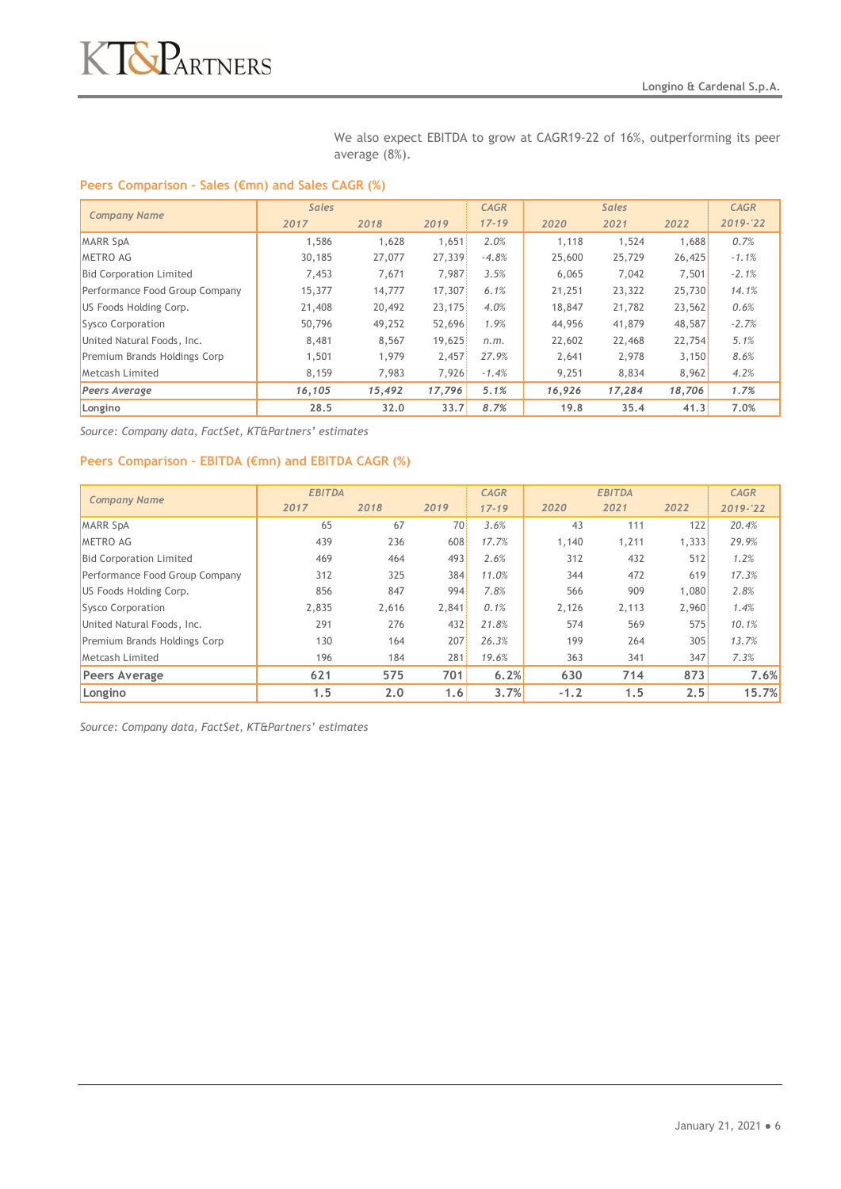We also expect EBITDA to grow at CAGR19-22 of 16%, outperforming its peer average (8%).

### Peers Comparison - Sales (€mn) and Sales CAGR (%)

| Company Name | Sales | | | CAGR | Sales | | | CAGR |
|---|---|---|---|---|---|---|---|---|
| | 2017 | 2018 | 2019 | 17-19 | 2020 | 2021 | 2022 | 2019-'22 |
| MARR SpA | 1,586 | 1,628 | 1,651 | 2.0% | 1,118 | 1,524 | 1,688 | 0.7% |
| METRO AG | 30,185 | 27,077 | 27,339 | -4.8% | 25,600 | 25,729 | 26,425 | -1.1% |
| Bid Corporation Limited | 7,453 | 7,671 | 7,987 | 3.5% | 6,065 | 7,042 | 7,501 | -2.1% |
| Performance Food Group Company | 15,377 | 14,777 | 17,307 | 6.1% | 21,251 | 23,322 | 25,730 | 14.1% |
| US Foods Holding Corp. | 21,408 | 20,492 | 23,175 | 4.0% | 18,847 | 21,782 | 23,562 | 0.6% |
| Sysco Corporation | 50,796 | 49,252 | 52,696 | 1.9% | 44,956 | 41,879 | 48,587 | -2.7% |
| United Natural Foods, Inc. | 8,481 | 8,567 | 19,625 | n.m. | 22,602 | 22,468 | 22,754 | 5.1% |
| Premium Brands Holdings Corp | 1,501 | 1,979 | 2,457 | 27.9% | 2,641 | 2,978 | 3,150 | 8.6% |
| Metcash Limited | 8,159 | 7,983 | 7,926 | -1.4% | 9,251 | 8,834 | 8,962 | 4.2% |
| ***Peers Average*** | ***16,105*** | ***15,492*** | ***17,796*** | ***5.1%*** | ***16,926*** | ***17,284*** | ***18,706*** | ***1.7%*** |
| **Longino** | **28.5** | **32.0** | **33.7** | **8.7%** | **19.8** | **35.4** | **41.3** | **7.0%** |

*Source: Company data, FactSet, KT&Partners' estimates*

### Peers Comparison - EBITDA (€mn) and EBITDA CAGR (%)

| Company Name | EBITDA | | | CAGR | EBITDA | | | CAGR |
|---|---|---|---|---|---|---|---|---|
| | 2017 | 2018 | 2019 | 17-19 | 2020 | 2021 | 2022 | 2019-'22 |
| MARR SpA | 65 | 67 | 70 | 3.6% | 43 | 111 | 122 | 20.4% |
| METRO AG | 439 | 236 | 608 | 17.7% | 1,140 | 1,211 | 1,333 | 29.9% |
| Bid Corporation Limited | 469 | 464 | 493 | 2.6% | 312 | 432 | 512 | 1.2% |
| Performance Food Group Company | 312 | 325 | 384 | 11.0% | 344 | 472 | 619 | 17.3% |
| US Foods Holding Corp. | 856 | 847 | 994 | 7.8% | 566 | 909 | 1,080 | 2.8% |
| Sysco Corporation | 2,835 | 2,616 | 2,841 | 0.1% | 2,126 | 2,113 | 2,960 | 1.4% |
| United Natural Foods, Inc. | 291 | 276 | 432 | 21.8% | 574 | 569 | 575 | 10.1% |
| Premium Brands Holdings Corp | 130 | 164 | 207 | 26.3% | 199 | 264 | 305 | 13.7% |
| Metcash Limited | 196 | 184 | 281 | 19.6% | 363 | 341 | 347 | 7.3% |
| **Peers Average** | **621** | **575** | **701** | **6.2%** | **630** | **714** | **873** | **7.6%** |
| **Longino** | **1.5** | **2.0** | **1.6** | **3.7%** | **-1.2** | **1.5** | **2.5** | **15.7%** |

*Source: Company data, FactSet, KT&Partners' estimates*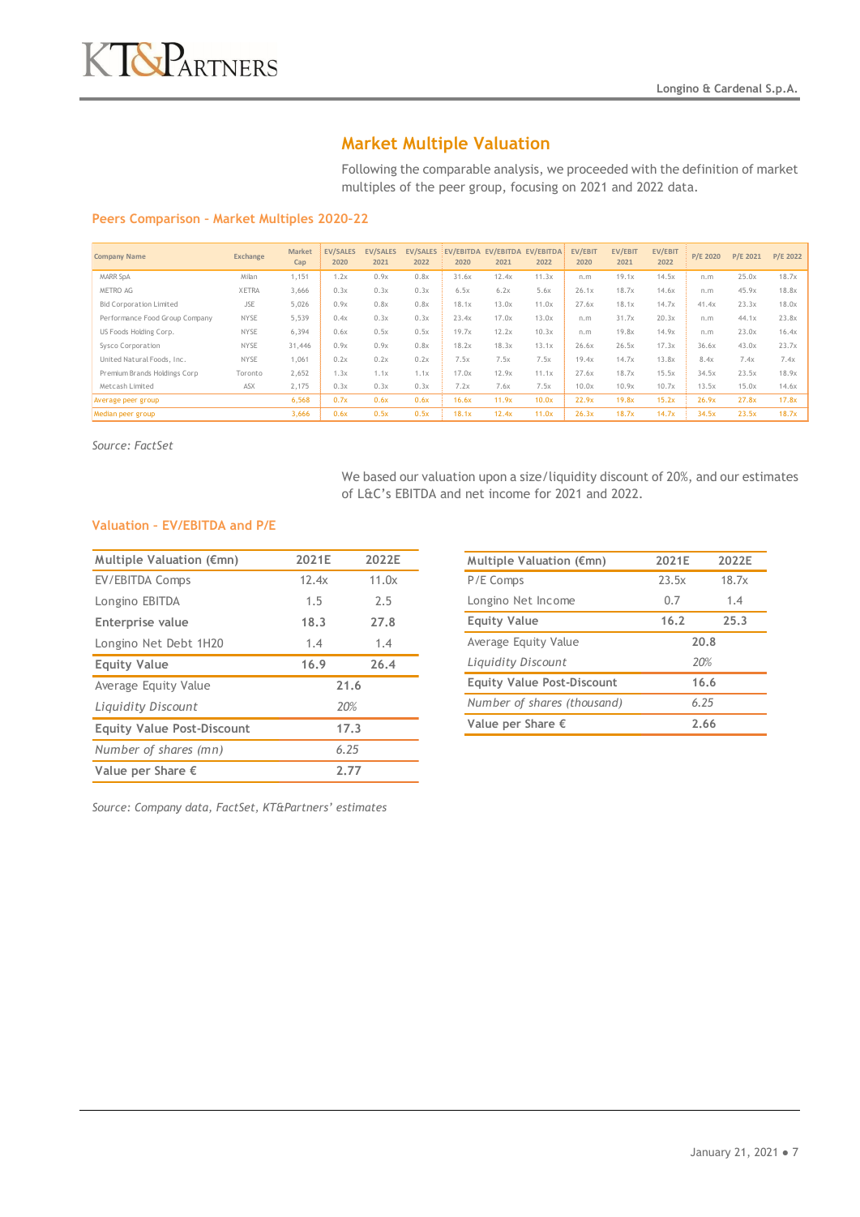## Market Multiple Valuation

Following the comparable analysis, we proceeded with the definition of market multiples of the peer group, focusing on 2021 and 2022 data.

### Peers Comparison - Market Multiples 2020-22

| Company Name | Exchange | Market Cap | EV/SALES 2020 | EV/SALES 2021 | EV/SALES 2022 | EV/EBITDA 2020 | EV/EBITDA 2021 | EV/EBITDA 2022 | EV/EBIT 2020 | EV/EBIT 2021 | EV/EBIT 2022 | P/E 2020 | P/E 2021 | P/E 2022 |
|---|---|---|---|---|---|---|---|---|---|---|---|---|---|---|
| MARR SpA | Milan | 1,151 | 1.2x | 0.9x | 0.8x | 31.6x | 12.4x | 11.3x | n.m | 19.1x | 14.5x | n.m | 25.0x | 18.7x |
| METRO AG | XETRA | 3,666 | 0.3x | 0.3x | 0.3x | 6.5x | 6.2x | 5.6x | 26.1x | 18.7x | 14.6x | n.m | 45.9x | 18.8x |
| Bid Corporation Limited | JSE | 5,026 | 0.9x | 0.8x | 0.8x | 18.1x | 13.0x | 11.0x | 27.6x | 18.1x | 14.7x | 41.4x | 23.3x | 18.0x |
| Performance Food Group Company | NYSE | 5,539 | 0.4x | 0.3x | 0.3x | 23.4x | 17.0x | 13.0x | n.m | 31.7x | 20.3x | n.m | 44.1x | 23.8x |
| US Foods Holding Corp. | NYSE | 6,394 | 0.6x | 0.5x | 0.5x | 19.7x | 12.2x | 10.3x | n.m | 19.8x | 14.9x | n.m | 23.0x | 16.4x |
| Sysco Corporation | NYSE | 31,446 | 0.9x | 0.9x | 0.8x | 18.2x | 18.3x | 13.1x | 26.6x | 26.5x | 17.3x | 36.6x | 43.0x | 23.7x |
| United Natural Foods, Inc. | NYSE | 1,061 | 0.2x | 0.2x | 0.2x | 7.5x | 7.5x | 7.5x | 19.4x | 14.7x | 13.8x | 8.4x | 7.4x | 7.4x |
| Premium Brands Holdings Corp | Toronto | 2,652 | 1.3x | 1.1x | 1.1x | 17.0x | 12.9x | 11.1x | 27.6x | 18.7x | 15.5x | 34.5x | 23.5x | 18.9x |
| Metcash Limited | ASX | 2,175 | 0.3x | 0.3x | 0.3x | 7.2x | 7.6x | 7.5x | 10.0x | 10.9x | 10.7x | 13.5x | 15.0x | 14.6x |
| Average peer group | | 6,568 | 0.7x | 0.6x | 0.6x | 16.6x | 11.9x | 10.0x | 22.9x | 19.8x | 15.2x | 26.9x | 27.8x | 17.8x |
| Median peer group | | 3,666 | 0.6x | 0.5x | 0.5x | 18.1x | 12.4x | 11.0x | 26.3x | 18.7x | 14.7x | 34.5x | 23.5x | 18.7x |

*Source: FactSet*

We based our valuation upon a size/liquidity discount of 20%, and our estimates of L&C's EBITDA and net income for 2021 and 2022.

### Valuation - EV/EBITDA and P/E

| Multiple Valuation (€mn) | 2021E | 2022E |
|---|---|---|
| EV/EBITDA Comps | 12.4x | 11.0x |
| Longino EBITDA | 1.5 | 2.5 |
| **Enterprise value** | **18.3** | **27.8** |
| Longino Net Debt 1H20 | 1.4 | 1.4 |
| **Equity Value** | **16.9** | **26.4** |
| Average Equity Value | 21.6 | |
| *Liquidity Discount* | *20%* | |
| **Equity Value Post-Discount** | **17.3** | |
| *Number of shares (mn)* | *6.25* | |
| **Value per Share €** | **2.77** | |

| Multiple Valuation (€mn) | 2021E | 2022E |
|---|---|---|
| P/E Comps | 23.5x | 18.7x |
| Longino Net Income | 0.7 | 1.4 |
| **Equity Value** | **16.2** | **25.3** |
| Average Equity Value | 20.8 | |
| *Liquidity Discount* | *20%* | |
| **Equity Value Post-Discount** | **16.6** | |
| *Number of shares (thousand)* | *6.25* | |
| **Value per Share €** | **2.66** | |

*Source: Company data, FactSet, KT&Partners' estimates*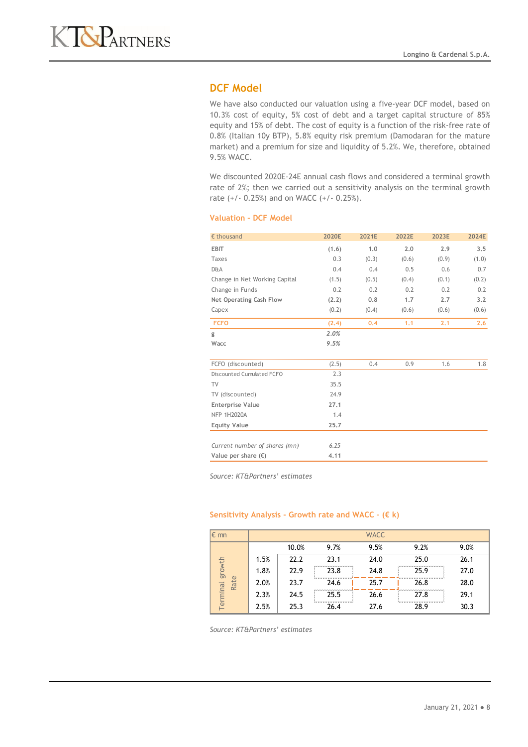## DCF Model

We have also conducted our valuation using a five-year DCF model, based on 10.3% cost of equity, 5% cost of debt and a target capital structure of 85% equity and 15% of debt. The cost of equity is a function of the risk-free rate of 0.8% (Italian 10y BTP), 5.8% equity risk premium (Damodaran for the mature market) and a premium for size and liquidity of 5.2%. We, therefore, obtained 9.5% WACC.

We discounted 2020E-24E annual cash flows and considered a terminal growth rate of 2%; then we carried out a sensitivity analysis on the terminal growth rate (+/- 0.25%) and on WACC (+/- 0.25%).

### Valuation – DCF Model

| € thousand | 2020E | 2021E | 2022E | 2023E | 2024E |
|---|---|---|---|---|---|
| **EBIT** | **(1.6)** | **1.0** | **2.0** | **2.9** | **3.5** |
| Taxes | 0.3 | (0.3) | (0.6) | (0.9) | (1.0) |
| D&A | 0.4 | 0.4 | 0.5 | 0.6 | 0.7 |
| Change in Net Working Capital | (1.5) | (0.5) | (0.4) | (0.1) | (0.2) |
| Change in Funds | 0.2 | 0.2 | 0.2 | 0.2 | 0.2 |
| **Net Operating Cash Flow** | **(2.2)** | **0.8** | **1.7** | **2.7** | **3.2** |
| Capex | (0.2) | (0.4) | (0.6) | (0.6) | (0.6) |
| **FCFO** | **(2.4)** | **0.4** | **1.1** | **2.1** | **2.6** |
| g | *2.0%* | | | | |
| Wacc | *9.5%* | | | | |
| FCFO (discounted) | (2.5) | 0.4 | 0.9 | 1.6 | 1.8 |
| Discounted Cumulated FCFO | 2.3 | | | | |
| TV | 35.5 | | | | |
| TV (discounted) | 24.9 | | | | |
| **Enterprise Value** | **27.1** | | | | |
| NFP 1H2020A | 1.4 | | | | |
| **Equity Value** | **25.7** | | | | |
| *Current number of shares (mn)* | *6.25* | | | | |
| **Value per share (€)** | **4.11** | | | | |

*Source: KT&Partners' estimates*

### Sensitivity Analysis – Growth rate and WACC – (€ k)

| € mn | | WACC | | | | |
|---|---|---|---|---|---|---|
| | | 10.0% | 9.7% | 9.5% | 9.2% | 9.0% |
| Terminal growth Rate | 1.5% | 22.2 | 23.1 | 24.0 | 25.0 | 26.1 |
| | 1.8% | 22.9 | 23.8 | 24.8 | 25.9 | 27.0 |
| | 2.0% | 23.7 | 24.6 | 25.7 | 26.8 | 28.0 |
| | 2.3% | 24.5 | 25.5 | 26.6 | 27.8 | 29.1 |
| | 2.5% | 25.3 | 26.4 | 27.6 | 28.9 | 30.3 |

*Source: KT&Partners' estimates*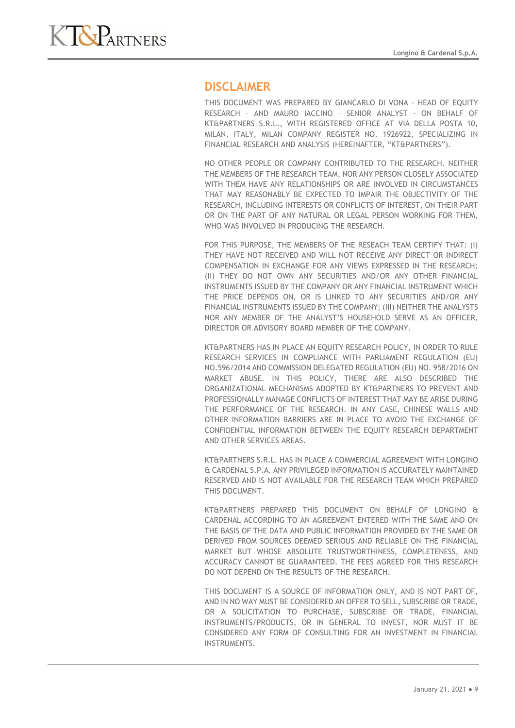## DISCLAIMER

THIS DOCUMENT WAS PREPARED BY GIANCARLO DI VONA - HEAD OF EQUITY RESEARCH – AND MAURO IACCINO – SENIOR ANALYST - ON BEHALF OF KT&PARTNERS S.R.L., WITH REGISTERED OFFICE AT VIA DELLA POSTA 10, MILAN, ITALY, MILAN COMPANY REGISTER NO. 1926922, SPECIALIZING IN FINANCIAL RESEARCH AND ANALYSIS (HEREINAFTER, "KT&PARTNERS").

NO OTHER PEOPLE OR COMPANY CONTRIBUTED TO THE RESEARCH. NEITHER THE MEMBERS OF THE RESEARCH TEAM, NOR ANY PERSON CLOSELY ASSOCIATED WITH THEM HAVE ANY RELATIONSHIPS OR ARE INVOLVED IN CIRCUMSTANCES THAT MAY REASONABLY BE EXPECTED TO IMPAIR THE OBJECTIVITY OF THE RESEARCH, INCLUDING INTERESTS OR CONFLICTS OF INTEREST, ON THEIR PART OR ON THE PART OF ANY NATURAL OR LEGAL PERSON WORKING FOR THEM, WHO WAS INVOLVED IN PRODUCING THE RESEARCH.

FOR THIS PURPOSE, THE MEMBERS OF THE RESEACH TEAM CERTIFY THAT: (I) THEY HAVE NOT RECEIVED AND WILL NOT RECEIVE ANY DIRECT OR INDIRECT COMPENSATION IN EXCHANGE FOR ANY VIEWS EXPRESSED IN THE RESEARCH; (II) THEY DO NOT OWN ANY SECURITIES AND/OR ANY OTHER FINANCIAL INSTRUMENTS ISSUED BY THE COMPANY OR ANY FINANCIAL INSTRUMENT WHICH THE PRICE DEPENDS ON, OR IS LINKED TO ANY SECURITIES AND/OR ANY FINANCIAL INSTRUMENTS ISSUED BY THE COMPANY; (III) NEITHER THE ANALYSTS NOR ANY MEMBER OF THE ANALYST'S HOUSEHOLD SERVE AS AN OFFICER, DIRECTOR OR ADVISORY BOARD MEMBER OF THE COMPANY.

KT&PARTNERS HAS IN PLACE AN EQUITY RESEARCH POLICY, IN ORDER TO RULE RESEARCH SERVICES IN COMPLIANCE WITH PARLIAMENT REGULATION (EU) NO.596/2014 AND COMMISSION DELEGATED REGULATION (EU) NO. 958/2016 ON MARKET ABUSE. IN THIS POLICY, THERE ARE ALSO DESCRIBED THE ORGANIZATIONAL MECHANISMS ADOPTED BY KT&PARTNERS TO PREVENT AND PROFESSIONALLY MANAGE CONFLICTS OF INTEREST THAT MAY BE ARISE DURING THE PERFORMANCE OF THE RESEARCH. IN ANY CASE, CHINESE WALLS AND OTHER INFORMATION BARRIERS ARE IN PLACE TO AVOID THE EXCHANGE OF CONFIDENTIAL INFORMATION BETWEEN THE EQUITY RESEARCH DEPARTMENT AND OTHER SERVICES AREAS.

KT&PARTNERS S.R.L. HAS IN PLACE A COMMERCIAL AGREEMENT WITH LONGINO & CARDENAL S.P.A. ANY PRIVILEGED INFORMATION IS ACCURATELY MAINTAINED RESERVED AND IS NOT AVAILABLE FOR THE RESEARCH TEAM WHICH PREPARED THIS DOCUMENT.

KT&PARTNERS PREPARED THIS DOCUMENT ON BEHALF OF LONGINO & CARDENAL ACCORDING TO AN AGREEMENT ENTERED WITH THE SAME AND ON THE BASIS OF THE DATA AND PUBLIC INFORMATION PROVIDED BY THE SAME OR DERIVED FROM SOURCES DEEMED SERIOUS AND RELIABLE ON THE FINANCIAL MARKET BUT WHOSE ABSOLUTE TRUSTWORTHINESS, COMPLETENESS, AND ACCURACY CANNOT BE GUARANTEED. THE FEES AGREED FOR THIS RESEARCH DO NOT DEPEND ON THE RESULTS OF THE RESEARCH.

THIS DOCUMENT IS A SOURCE OF INFORMATION ONLY, AND IS NOT PART OF, AND IN NO WAY MUST BE CONSIDERED AN OFFER TO SELL, SUBSCRIBE OR TRADE, OR A SOLICITATION TO PURCHASE, SUBSCRIBE OR TRADE, FINANCIAL INSTRUMENTS/PRODUCTS, OR IN GENERAL TO INVEST, NOR MUST IT BE CONSIDERED ANY FORM OF CONSULTING FOR AN INVESTMENT IN FINANCIAL INSTRUMENTS.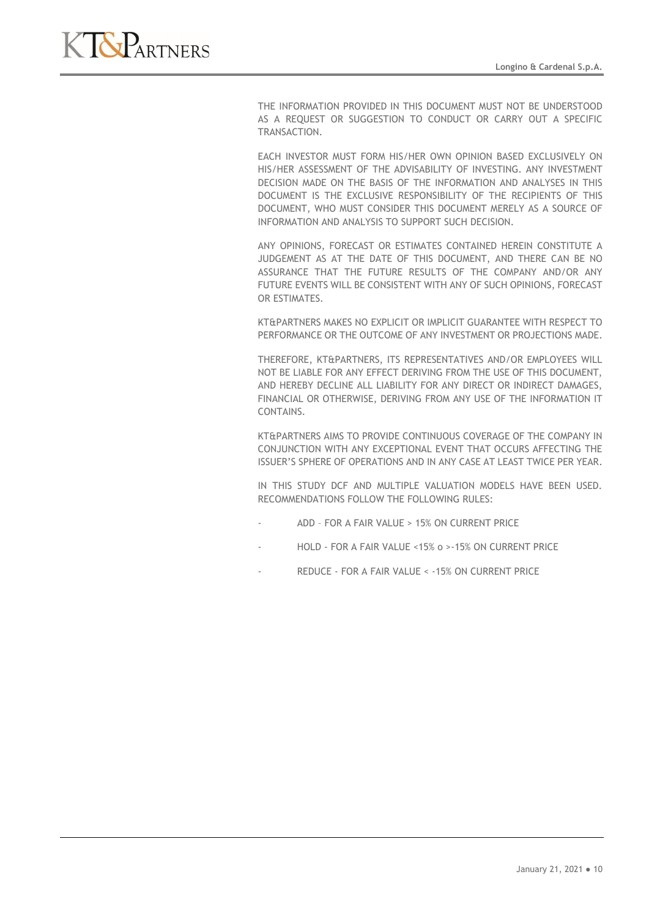THE INFORMATION PROVIDED IN THIS DOCUMENT MUST NOT BE UNDERSTOOD AS A REQUEST OR SUGGESTION TO CONDUCT OR CARRY OUT A SPECIFIC TRANSACTION.

EACH INVESTOR MUST FORM HIS/HER OWN OPINION BASED EXCLUSIVELY ON HIS/HER ASSESSMENT OF THE ADVISABILITY OF INVESTING. ANY INVESTMENT DECISION MADE ON THE BASIS OF THE INFORMATION AND ANALYSES IN THIS DOCUMENT IS THE EXCLUSIVE RESPONSIBILITY OF THE RECIPIENTS OF THIS DOCUMENT, WHO MUST CONSIDER THIS DOCUMENT MERELY AS A SOURCE OF INFORMATION AND ANALYSIS TO SUPPORT SUCH DECISION.

ANY OPINIONS, FORECAST OR ESTIMATES CONTAINED HEREIN CONSTITUTE A JUDGEMENT AS AT THE DATE OF THIS DOCUMENT, AND THERE CAN BE NO ASSURANCE THAT THE FUTURE RESULTS OF THE COMPANY AND/OR ANY FUTURE EVENTS WILL BE CONSISTENT WITH ANY OF SUCH OPINIONS, FORECAST OR ESTIMATES.

KT&PARTNERS MAKES NO EXPLICIT OR IMPLICIT GUARANTEE WITH RESPECT TO PERFORMANCE OR THE OUTCOME OF ANY INVESTMENT OR PROJECTIONS MADE.

THEREFORE, KT&PARTNERS, ITS REPRESENTATIVES AND/OR EMPLOYEES WILL NOT BE LIABLE FOR ANY EFFECT DERIVING FROM THE USE OF THIS DOCUMENT, AND HEREBY DECLINE ALL LIABILITY FOR ANY DIRECT OR INDIRECT DAMAGES, FINANCIAL OR OTHERWISE, DERIVING FROM ANY USE OF THE INFORMATION IT CONTAINS.

KT&PARTNERS AIMS TO PROVIDE CONTINUOUS COVERAGE OF THE COMPANY IN CONJUNCTION WITH ANY EXCEPTIONAL EVENT THAT OCCURS AFFECTING THE ISSUER'S SPHERE OF OPERATIONS AND IN ANY CASE AT LEAST TWICE PER YEAR.

IN THIS STUDY DCF AND MULTIPLE VALUATION MODELS HAVE BEEN USED. RECOMMENDATIONS FOLLOW THE FOLLOWING RULES:

- ADD – FOR A FAIR VALUE > 15% ON CURRENT PRICE
- HOLD - FOR A FAIR VALUE <15% o >-15% ON CURRENT PRICE
- REDUCE - FOR A FAIR VALUE < -15% ON CURRENT PRICE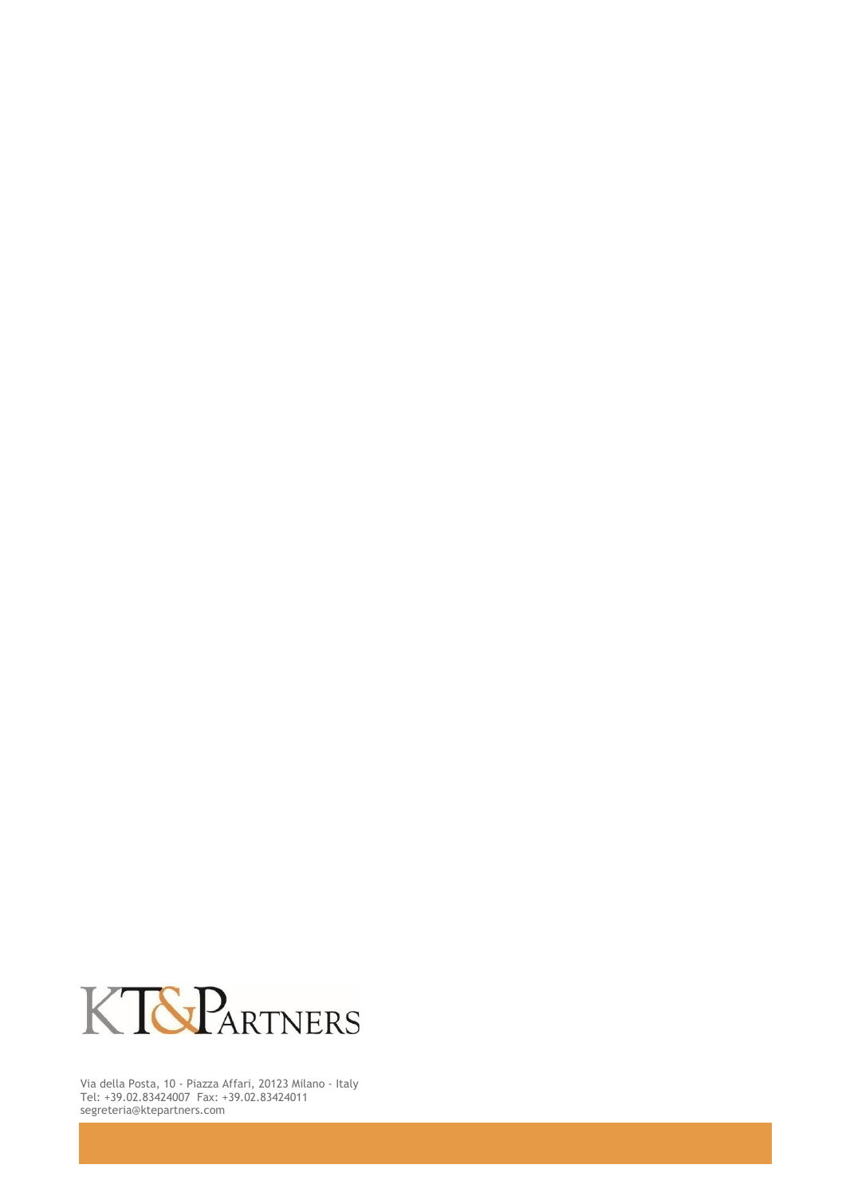KT&PARTNERS

Via della Posta, 10 - Piazza Affari, 20123 Milano - Italy
Tel: +39.02.83424007 Fax: +39.02.83424011
segreteria@ktepartners.com